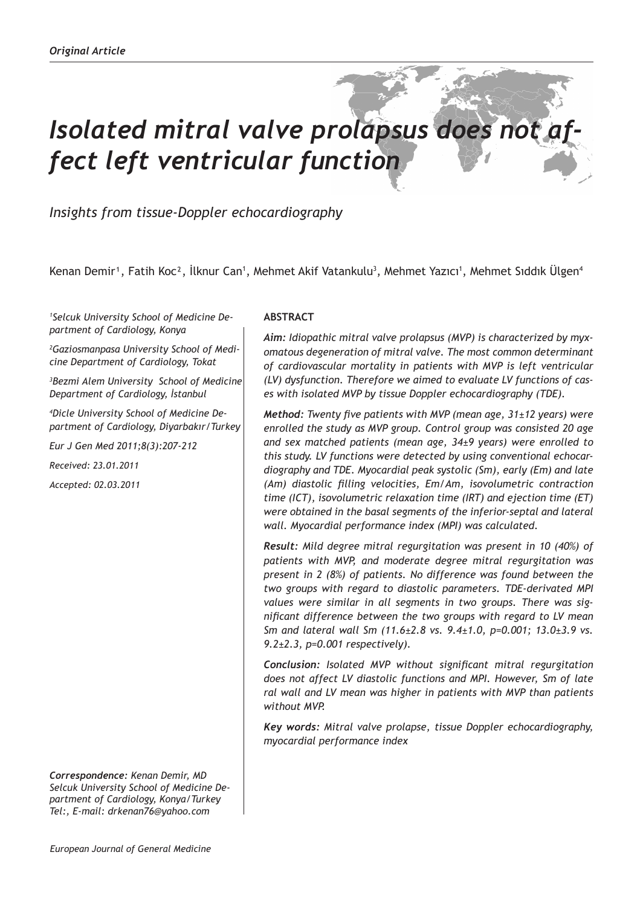*Original Article*

# *Isolated mitral valve prolapsus does not affect left ventricular function*

*Insights from tissue-Doppler echocardiography*

Kenan Demir[1], Fatih Koc[2], İlknur Can[1], Mehmet Akif Vatankulu[3], Mehmet Yazıcı[1], Mehmet Sıddık Ülgen[4]

*[1]Selcuk University School of Medicine Department of Cardiology, Konya*

*[2]Gaziosmanpasa University School of Medicine Department of Cardiology, Tokat*

*[3]Bezmi Alem University School of Medicine Department of Cardiology, İstanbul*

*[4]Dicle University School of Medicine Department of Cardiology, Diyarbakır/Turkey*

*Eur J Gen Med 2011;8(3):207-212*

*Received: 23.01.2011*

*Accepted: 02.03.2011*

**ABSTRACT**

***Aim:*** *Idiopathic mitral valve prolapsus (MVP) is characterized by myxomatous degeneration of mitral valve. The most common determinant of cardiovascular mortality in patients with MVP is left ventricular (LV) dysfunction. Therefore we aimed to evaluate LV functions of cases with isolated MVP by tissue Doppler echocardiography (TDE).*

***Method:*** *Twenty five patients with MVP (mean age, 31±12 years) were enrolled the study as MVP group. Control group was consisted 20 age and sex matched patients (mean age, 34±9 years) were enrolled to this study. LV functions were detected by using conventional echocardiography and TDE. Myocardial peak systolic (Sm), early (Em) and late (Am) diastolic filling velocities, Em/Am, isovolumetric contraction time (ICT), isovolumetric relaxation time (IRT) and ejection time (ET) were obtained in the basal segments of the inferior-septal and lateral wall. Myocardial performance index (MPI) was calculated.*

***Result:*** *Mild degree mitral regurgitation was present in 10 (40%) of patients with MVP, and moderate degree mitral regurgitation was present in 2 (8%) of patients. No difference was found between the two groups with regard to diastolic parameters. TDE-derivated MPI values were similar in all segments in two groups. There was significant difference between the two groups with regard to LV mean Sm and lateral wall Sm (11.6±2.8 vs. 9.4±1.0, p=0.001; 13.0±3.9 vs. 9.2±2.3, p=0.001 respectively).*

***Conclusion:*** *Isolated MVP without significant mitral regurgitation does not affect LV diastolic functions and MPI. However, Sm of late ral wall and LV mean was higher in patients with MVP than patients without MVP.*

***Key words:*** *Mitral valve prolapse, tissue Doppler echocardiography, myocardial performance index*

***Correspondence:*** *Kenan Demir, MD*
*Selcuk University School of Medicine Department of Cardiology, Konya/Turkey*
*Tel:, E-mail: drkenan76@yahoo.com*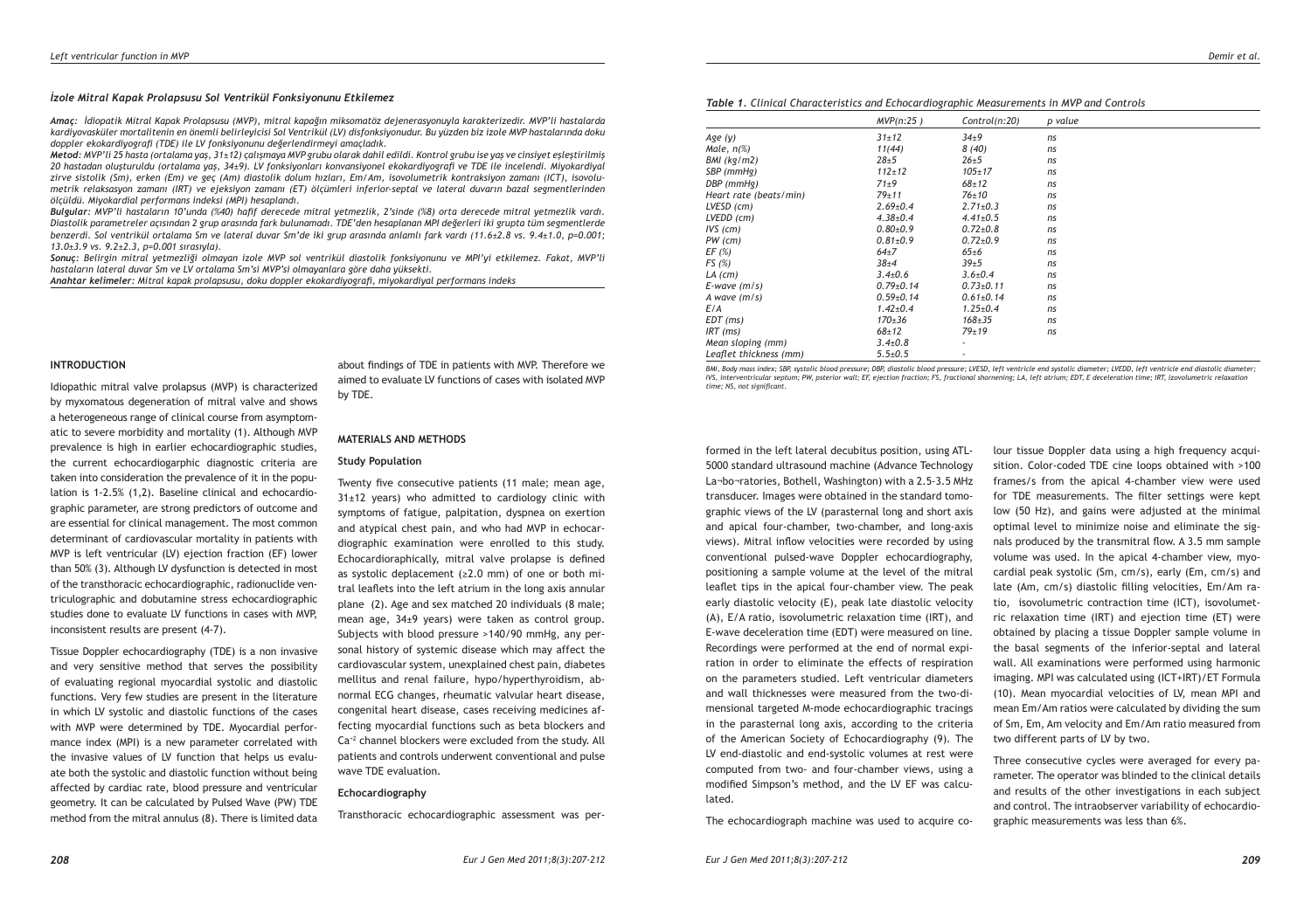## İzole Mitral Kapak Prolapsusu Sol Ventrikül Fonksiyonunu Etkilemez

***Amaç:** İdiopatik Mitral Kapak Prolapsusu (MVP), mitral kapağın miksomatöz dejenerasyonuyla karakterizedir. MVP'li hastalarda kardiyovasküler mortalitenin en önemli belirleyicisi Sol Ventrikül (LV) disfonksiyonudur. Bu yüzden biz izole MVP hastalarında doku doppler ekokardiyografi (TDE) ile LV fonksiyonunu değerlendirmeyi amaçladık.*

***Metod:** MVP'li 25 hasta (ortalama yaş, 31±12) çalışmaya MVP grubu olarak dahil edildi. Kontrol grubu ise yaş ve cinsiyet eşleştirilmiş 20 hastadan oluşturuldu (ortalama yaş, 34±9). LV fonksiyonları konvansiyonel ekokardiyografi ve TDE ile incelendi. Miyokardiyal zirve sistolik (Sm), erken (Em) ve geç (Am) diastolik dolum hızları, Em/Am, isovolumetrik kontraksiyon zamanı (ICT), isovolumetrik relaksasyon zamanı (IRT) ve ejeksiyon zamanı (ET) ölçümleri inferior-septal ve lateral duvarın bazal segmentlerinden ölçüldü. Miyokardial performans indeksi (MPI) hesaplandı.*

***Bulgular:** MVP'li hastaların 10'unda (%40) hafif derecede mitral yetmezlik, 2'sinde (%8) orta derecede mitral yetmezlik vardı. Diastolik parametreler açısından 2 grup arasında fark bulunamadı. TDE'den hesaplanan MPI değerleri iki grupta tüm segmentlerde benzerdi. Sol ventrikül ortalama Sm ve lateral duvar Sm'de iki grup arasında anlamlı fark vardı (11.6±2.8 vs. 9.4±1.0, p=0.001; 13.0±3.9 vs. 9.2±2.3, p=0.001 sırasıyla).*

***Sonuç:** Belirgin mitral yetmezliği olmayan izole MVP sol ventrikül diastolik fonksiyonunu ve MPI'yi etkilemez. Fakat, MVP'li hastaların lateral duvar Sm ve LV ortalama Sm'si MVP'si olmayanlara göre daha yüksekti.*

***Anahtar kelimeler:** Mitral kapak prolapsusu, doku doppler ekokardiyografi, miyokardiyal performans indeks*

## INTRODUCTION

Idiopathic mitral valve prolapsus (MVP) is characterized by myxomatous degeneration of mitral valve and shows a heterogeneous range of clinical course from asymptomatic to severe morbidity and mortality (1). Although MVP prevalence is high in earlier echocardiographic studies, the current echocardiogarphic diagnostic criteria are taken into consideration the prevalence of it in the population is 1-2.5% (1,2). Baseline clinical and echocardiographic parameter, are strong predictors of outcome and are essential for clinical management. The most common determinant of cardiovascular mortality in patients with MVP is left ventricular (LV) ejection fraction (EF) lower than 50% (3). Although LV dysfunction is detected in most of the transthoracic echocardiographic, radionuclide ventriculographic and dobutamine stress echocardiographic studies done to evaluate LV functions in cases with MVP, inconsistent results are present (4-7).

Tissue Doppler echocardiography (TDE) is a non invasive and very sensitive method that serves the possibility of evaluating regional myocardial systolic and diastolic functions. Very few studies are present in the literature in which LV systolic and diastolic functions of the cases with MVP were determined by TDE. Myocardial performance index (MPI) is a new parameter correlated with the invasive values of LV function that helps us evaluate both the systolic and diastolic function without being affected by cardiac rate, blood pressure and ventricular geometry. It can be calculated by Pulsed Wave (PW) TDE method from the mitral annulus (8). There is limited data about findings of TDE in patients with MVP. Therefore we aimed to evaluate LV functions of cases with isolated MVP by TDE.

## MATERIALS AND METHODS

### Study Population

Twenty five consecutive patients (11 male; mean age, 31±12 years) who admitted to cardiology clinic with symptoms of fatigue, palpitation, dyspnea on exertion and atypical chest pain, and who had MVP in echocardiographic examination were enrolled to this study. Echocardioraphically, mitral valve prolapse is defined as systolic deplacement (≥2.0 mm) of one or both mitral leaflets into the left atrium in the long axis annular plane (2). Age and sex matched 20 individuals (8 male; mean age, 34±9 years) were taken as control group. Subjects with blood pressure >140/90 mmHg, any personal history of systemic disease which may affect the cardiovascular system, unexplained chest pain, diabetes mellitus and renal failure, hypo/hyperthyroidism, abnormal ECG changes, rheumatic valvular heart disease, congenital heart disease, cases receiving medicines affecting myocardial functions such as beta blockers and $Ca^{+2}$ channel blockers were excluded from the study. All patients and controls underwent conventional and pulse wave TDE evaluation.

### Echocardiography

Transthoracic echocardiographic assessment was performed in the left lateral decubitus position, using ATL-5000 standard ultrasound machine (Advance Technology La¬bo¬ratories, Bothell, Washington) with a 2.5-3.5 MHz transducer. Images were obtained in the standard tomographic views of the LV (parasternal long and short axis and apical four-chamber, two-chamber, and long-axis views). Mitral inflow velocities were recorded by using conventional pulsed-wave Doppler echocardiography, positioning a sample volume at the level of the mitral leaflet tips in the apical four-chamber view. The peak early diastolic velocity (E), peak late diastolic velocity (A), E/A ratio, isovolumetric relaxation time (IRT), and E-wave deceleration time (EDT) were measured on line. Recordings were performed at the end of normal expiration in order to eliminate the effects of respiration on the parameters studied. Left ventricular diameters and wall thicknesses were measured from the two-dimensional targeted M-mode echocardiographic tracings in the parasternal long axis, according to the criteria of the American Society of Echocardiography (9). The LV end-diastolic and end-systolic volumes at rest were computed from two- and four-chamber views, using a modified Simpson's method, and the LV EF was calculated.

The echocardiograph machine was used to acquire colour tissue Doppler data using a high frequency acquisition. Color-coded TDE cine loops obtained with >100 frames/s from the apical 4-chamber view were used for TDE measurements. The filter settings were kept low (50 Hz), and gains were adjusted at the minimal optimal level to minimize noise and eliminate the signals produced by the transmitral flow. A 3.5 mm sample volume was used. In the apical 4-chamber view, myocardial peak systolic (Sm, cm/s), early (Em, cm/s) and late (Am, cm/s) diastolic filling velocities, Em/Am ratio, isovolumetric contraction time (ICT), isovolumetric relaxation time (IRT) and ejection time (ET) were obtained by placing a tissue Doppler sample volume in the basal segments of the inferior-septal and lateral wall. All examinations were performed using harmonic imaging. MPI was calculated using (ICT+IRT)/ET Formula (10). Mean myocardial velocities of LV, mean MPI and mean Em/Am ratios were calculated by dividing the sum of Sm, Em, Am velocity and Em/Am ratio measured from two different parts of LV by two.

Three consecutive cycles were averaged for every parameter. The operator was blinded to the clinical details and results of the other investigations in each subject and control. The intraobserver variability of echocardiographic measurements was less than 6%.

***Table 1.** Clinical Characteristics and Echocardiographic Measurements in MVP and Controls*

| | MVP(n:25 ) | Control(n:20) | p value |
|---|---|---|---|
| Age (y) | 31±12 | 34±9 | ns |
| Male, n(%) | 11(44) | 8 (40) | ns |
| BMI (kg/m2) | 28±5 | 26±5 | ns |
| SBP (mmHg) | 112±12 | 105±17 | ns |
| DBP (mmHg) | 71±9 | 68±12 | ns |
| Heart rate (beats/min) | 79±11 | 76±10 | ns |
| LVESD (cm) | 2.69±0.4 | 2.71±0.3 | ns |
| LVEDD (cm) | 4.38±0.4 | 4.41±0.5 | ns |
| IVS (cm) | 0.80±0.9 | 0.72±0.8 | ns |
| PW (cm) | 0.81±0.9 | 0.72±0.9 | ns |
| EF (%) | 64±7 | 65±6 | ns |
| FS (%) | 38±4 | 39±5 | ns |
| LA (cm) | 3.4±0.6 | 3.6±0.4 | ns |
| E-wave (m/s) | 0.79±0.14 | 0.73±0.11 | ns |
| A wave (m/s) | 0.59±0.14 | 0.61±0.14 | ns |
| E/A | 1.42±0.4 | 1.25±0.4 | ns |
| EDT (ms) | 170±36 | 168±35 | ns |
| IRT (ms) | 68±12 | 79±19 | ns |
| Mean sloping (mm) | 3.4±0.8 | - | |
| Leaflet thickness (mm) | 5.5±0.5 | - | |

*BMI, Body mass index; SBP, systolic blood pressure; DBP, diastolic blood pressure; LVESD, left ventricle end systolic diameter; LVEDD, left ventricle end diastolic diameter; IVS, Interventricular septum; PW, psterior wall; EF, ejection fraction; FS, fractional shornening; LA, left atrium; EDT, E deceleration time; IRT, izovolumetric relaxation time; NS, not significant.*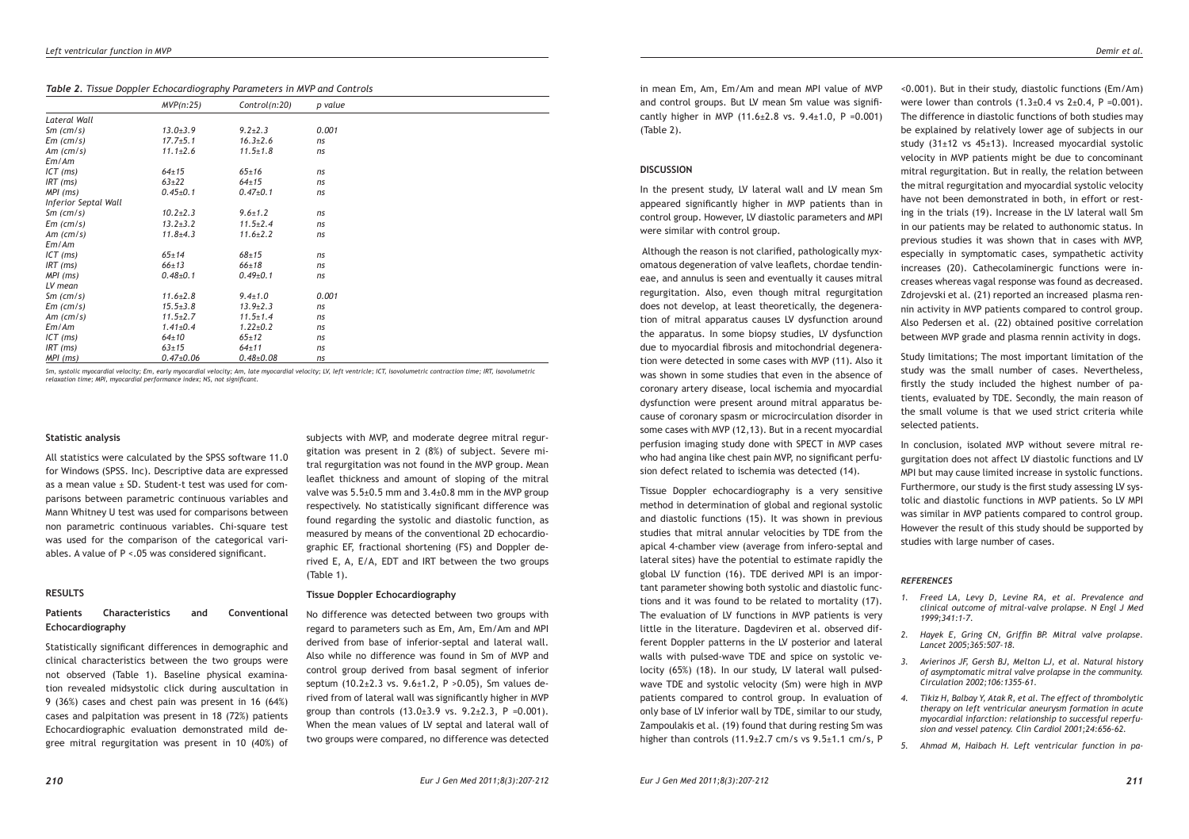*Table 2. Tissue Doppler Echocardiography Parameters in MVP and Controls*

| | MVP(n:25) | Control(n:20) | p value |
|---|---|---|---|
| Lateral Wall | | | |
| Sm (cm/s) | 13.0±3.9 | 9.2±2.3 | 0.001 |
| Em (cm/s) | 17.7±5.1 | 16.3±2.6 | ns |
| Am (cm/s) | 11.1±2.6 | 11.5±1.8 | ns |
| Em/Am | | | |
| ICT (ms) | 64±15 | 65±16 | ns |
| IRT (ms) | 63±22 | 64±15 | ns |
| MPI (ms) | 0.45±0.1 | 0.47±0.1 | ns |
| Inferior Septal Wall | | | |
| Sm (cm/s) | 10.2±2.3 | 9.6±1.2 | ns |
| Em (cm/s) | 13.2±3.2 | 11.5±2.4 | ns |
| Am (cm/s) | 11.8±4.3 | 11.6±2.2 | ns |
| Em/Am | | | |
| ICT (ms) | 65±14 | 68±15 | ns |
| IRT (ms) | 66±13 | 66±18 | ns |
| MPI (ms) | 0.48±0.1 | 0.49±0.1 | ns |
| LV mean | | | |
| Sm (cm/s) | 11.6±2.8 | 9.4±1.0 | 0.001 |
| Em (cm/s) | 15.5±3.8 | 13.9±2.3 | ns |
| Am (cm/s) | 11.5±2.7 | 11.5±1.4 | ns |
| Em/Am | 1.41±0.4 | 1.22±0.2 | ns |
| ICT (ms) | 64±10 | 65±12 | ns |
| IRT (ms) | 63±15 | 64±11 | ns |
| MPI (ms) | 0.47±0.06 | 0.48±0.08 | ns |

*Sm, systolic myocardial velocity; Em, early myocardial velocity; Am, late myocardial velocity; LV, left ventricle; ICT, isovolumetric contraction time; IRT, isovolumetric relaxation time; MPI, myocardial performance index; NS, not significant.*

**Statistic analysis**

All statistics were calculated by the SPSS software 11.0 for Windows (SPSS. Inc). Descriptive data are expressed as a mean value ± SD. Student-t test was used for comparisons between parametric continuous variables and Mann Whitney U test was used for comparisons between non parametric continuous variables. Chi-square test was used for the comparison of the categorical variables. A value of P <.05 was considered significant.

## RESULTS

### Patients Characteristics and Conventional Echocardiography

Statistically significant differences in demographic and clinical characteristics between the two groups were not observed (Table 1). Baseline physical examination revealed midsystolic click during auscultation in 9 (36%) cases and chest pain was present in 16 (64%) cases and palpitation was present in 18 (72%) patients Echocardiographic evaluation demonstrated mild degree mitral regurgitation was present in 10 (40%) of subjects with MVP, and moderate degree mitral regurgitation was present in 2 (8%) of subject. Severe mitral regurgitation was not found in the MVP group. Mean leaflet thickness and amount of sloping of the mitral valve was 5.5±0.5 mm and 3.4±0.8 mm in the MVP group respectively. No statistically significant difference was found regarding the systolic and diastolic function, as measured by means of the conventional 2D echocardiographic EF, fractional shortening (FS) and Doppler derived E, A, E/A, EDT and IRT between the two groups (Table 1).

### Tissue Doppler Echocardiography

No difference was detected between two groups with regard to parameters such as Em, Am, Em/Am and MPI derived from base of inferior-septal and lateral wall. Also while no difference was found in Sm of MVP and control group derived from basal segment of inferior septum (10.2±2.3 vs. 9.6±1.2, P >0.05), Sm values derived from of lateral wall was significantly higher in MVP group than controls (13.0±3.9 vs. 9.2±2.3, P =0.001). When the mean values of LV septal and lateral wall of two groups were compared, no difference was detected in mean Em, Am, Em/Am and mean MPI value of MVP and control groups. But LV mean Sm value was significantly higher in MVP (11.6±2.8 vs. 9.4±1.0, P =0.001) (Table 2).

## DISCUSSION

In the present study, LV lateral wall and LV mean Sm appeared significantly higher in MVP patients than in control group. However, LV diastolic parameters and MPI were similar with control group.

Although the reason is not clarified, pathologically myxomatous degeneration of valve leaflets, chordae tendineae, and annulus is seen and eventually it causes mitral regurgitation. Also, even though mitral regurgitation does not develop, at least theoretically, the degeneration of mitral apparatus causes LV dysfunction around the apparatus. In some biopsy studies, LV dysfunction due to myocardial fibrosis and mitochondrial degeneration were detected in some cases with MVP (11). Also it was shown in some studies that even in the absence of coronary artery disease, local ischemia and myocardial dysfunction were present around mitral apparatus because of coronary spasm or microcirculation disorder in some cases with MVP (12,13). But in a recent myocardial perfusion imaging study done with SPECT in MVP cases who had angina like chest pain MVP, no significant perfusion defect related to ischemia was detected (14).

Tissue Doppler echocardiography is a very sensitive method in determination of global and regional systolic and diastolic functions (15). It was shown in previous studies that mitral annular velocities by TDE from the apical 4-chamber view (average from infero-septal and lateral sites) have the potential to estimate rapidly the global LV function (16). TDE derived MPI is an important parameter showing both systolic and diastolic functions and it was found to be related to mortality (17). The evaluation of LV functions in MVP patients is very little in the literature. Dagdeviren et al. observed different Doppler patterns in the LV posterior and lateral walls with pulsed-wave TDE and spice on systolic velocity (65%) (18). In our study, LV lateral wall pulsed-wave TDE and systolic velocity (Sm) were high in MVP patients compared to control group. In evaluation of only base of LV inferior wall by TDE, similar to our study, Zampoulakis et al. (19) found that during resting Sm was higher than controls (11.9±2.7 cm/s vs 9.5±1.1 cm/s, P <0.001). But in their study, diastolic functions (Em/Am) were lower than controls (1.3±0.4 vs 2±0.4, P =0.001). The difference in diastolic functions of both studies may be explained by relatively lower age of subjects in our study (31±12 vs 45±13). Increased myocardial systolic velocity in MVP patients might be due to concominant mitral regurgitation. But in really, the relation between the mitral regurgitation and myocardial systolic velocity have not been demonstrated in both, in effort or resting in the trials (19). Increase in the LV lateral wall Sm in our patients may be related to authonomic status. In previous studies it was shown that in cases with MVP, especially in symptomatic cases, sympathetic activity increases (20). Cathecolaminergic functions were increases whereas vagal response was found as decreased. Zdrojevski et al. (21) reported an increased plasma rennin activity in MVP patients compared to control group. Also Pedersen et al. (22) obtained positive correlation between MVP grade and plasma rennin activity in dogs.

Study limitations; The most important limitation of the study was the small number of cases. Nevertheless, firstly the study included the highest number of patients, evaluated by TDE. Secondly, the main reason of the small volume is that we used strict criteria while selected patients.

In conclusion, isolated MVP without severe mitral regurgitation does not affect LV diastolic functions and LV MPI but may cause limited increase in systolic functions. Furthermore, our study is the first study assessing LV systolic and diastolic functions in MVP patients. So LV MPI was similar in MVP patients compared to control group. However the result of this study should be supported by studies with large number of cases.

### *REFERENCES*

1. *Freed LA, Levy D, Levine RA, et al. Prevalence and clinical outcome of mitral-valve prolapse. N Engl J Med 1999;341:1-7.*
2. *Hayek E, Gring CN, Griffin BP. Mitral valve prolapse. Lancet 2005;365:507-18.*
3. *Avierinos JF, Gersh BJ, Melton LJ, et al. Natural history of asymptomatic mitral valve prolapse in the community. Circulation 2002;106:1355-61.*
4. *Tikiz H, Balbay Y, Atak R, et al. The effect of thrombolytic therapy on left ventricular aneurysm formation in acute myocardial infarction: relationship to successful reperfusion and vessel patency. Clin Cardiol 2001;24:656-62.*
5. *Ahmad M, Haibach H. Left ventricular function in pa-*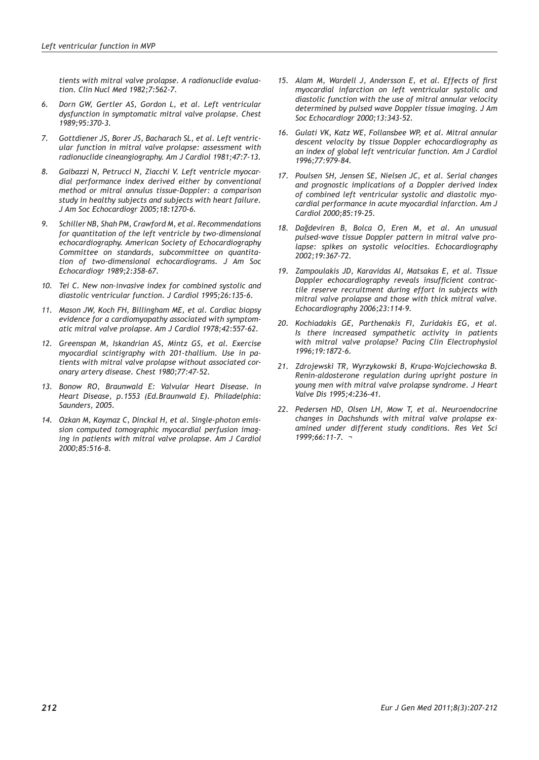*tients with mitral valve prolapse. A radionuclide evaluation. Clin Nucl Med 1982;7:562-7.*

6. *Dorn GW, Gertler AS, Gordon L, et al. Left ventricular dysfunction in symptomatic mitral valve prolapse. Chest 1989;95:370-3.*
7. *Gottdiener JS, Borer JS, Bacharach SL, et al. Left ventricular function in mitral valve prolapse: assessment with radionuclide cineangiography. Am J Cardiol 1981;47:7-13.*
8. *Gaibazzi N, Petrucci N, Ziacchi V. Left ventricle myocardial performance index derived either by conventional method or mitral annulus tissue-Doppler: a comparison study in healthy subjects and subjects with heart failure. J Am Soc Echocardiogr 2005;18:1270-6.*
9. *Schiller NB, Shah PM, Crawford M, et al. Recommendations for quantitation of the left ventricle by two-dimensional echocardiography. American Society of Echocardiography Committee on standards, subcommittee on quantitation of two-dimensional echocardiograms. J Am Soc Echocardiogr 1989;2:358-67.*
10. *Tei C. New non-invasive index for combined systolic and diastolic ventricular function. J Cardiol 1995;26:135-6.*
11. *Mason JW, Koch FH, Billingham ME, et al. Cardiac biopsy evidence for a cardiomyopathy associated with symptomatic mitral valve prolapse. Am J Cardiol 1978;42:557-62.*
12. *Greenspan M, Iskandrian AS, Mintz GS, et al. Exercise myocardial scintigraphy with 201-thallium. Use in patients with mitral valve prolapse without associated coronary artery disease. Chest 1980;77:47-52.*
13. *Bonow RO, Braunwald E: Valvular Heart Disease. In Heart Disease, p.1553 (Ed.Braunwald E). Philadelphia: Saunders, 2005.*
14. *Ozkan M, Kaymaz C, Dinckal H, et al. Single-photon emission computed tomographic myocardial perfusion imaging in patients with mitral valve prolapse. Am J Cardiol 2000;85:516-8.*
15. *Alam M, Wardell J, Andersson E, et al. Effects of first myocardial infarction on left ventricular systolic and diastolic function with the use of mitral annular velocity determined by pulsed wave Doppler tissue imaging. J Am Soc Echocardiogr 2000;13:343-52.*
16. *Gulati VK, Katz WE, Follansbee WP, et al. Mitral annular descent velocity by tissue Doppler echocardiography as an index of global left ventricular function. Am J Cardiol 1996;77:979-84.*
17. *Poulsen SH, Jensen SE, Nielsen JC, et al. Serial changes and prognostic implications of a Doppler derived index of combined left ventricular systolic and diastolic myocardial performance in acute myocardial infarction. Am J Cardiol 2000;85:19-25.*
18. *Dağdeviren B, Bolca O, Eren M, et al. An unusual pulsed-wave tissue Doppler pattern in mitral valve prolapse: spikes on systolic velocities. Echocardiography 2002;19:367-72.*
19. *Zampoulakis JD, Karavidas AI, Matsakas E, et al. Tissue Doppler echocardiography reveals insufficient contractile reserve recruitment during effort in subjects with mitral valve prolapse and those with thick mitral valve. Echocardiography 2006;23:114-9.*
20. *Kochiadakis GE, Parthenakis FI, Zuridakis EG, et al. Is there increased sympathetic activity in patients with mitral valve prolapse? Pacing Clin Electrophysiol 1996;19:1872-6.*
21. *Zdrojewski TR, Wyrzykowski B, Krupa-Wojciechowska B. Renin-aldosterone regulation during upright posture in young men with mitral valve prolapse syndrome. J Heart Valve Dis 1995;4:236-41.*
22. *Pedersen HD, Olsen LH, Mow T, et al. Neuroendocrine changes in Dachshunds with mitral valve prolapse examined under different study conditions. Res Vet Sci 1999;66:11-7.* ¬